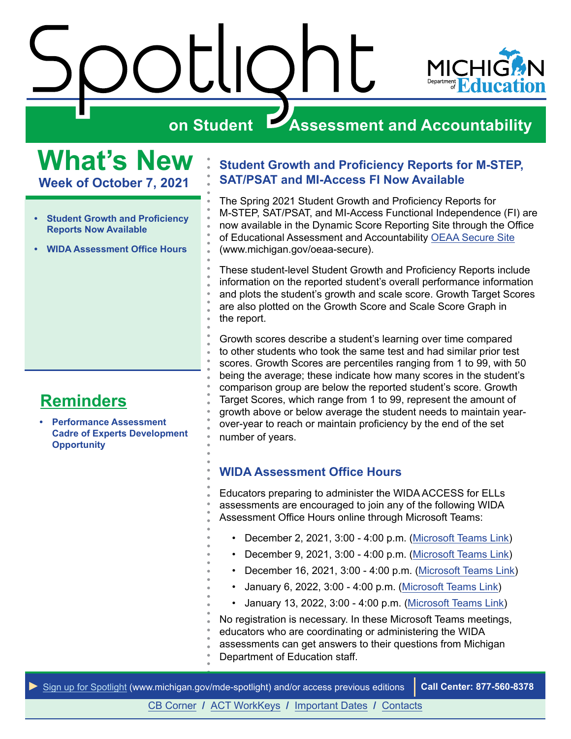# Spotlight on Student Assessment and Accountability

MICHIGAN Department of Education

## What's New

**Week of October 7, 2021**

- **Student Growth and Proficiency Reports Now Available**
- **WIDA Assessment Office Hours**

## Reminders

- **Performance Assessment Cadre of Experts Development Opportunity**

### Student Growth and Proficiency Reports for M-STEP, SAT/PSAT and MI-Access FI Now Available

The Spring 2021 Student Growth and Proficiency Reports for M-STEP, SAT/PSAT, and MI-Access Functional Independence (FI) are now available in the Dynamic Score Reporting Site through the Office of Educational Assessment and Accountability OEAA Secure Site (www.michigan.gov/oeaa-secure).

These student-level Student Growth and Proficiency Reports include information on the reported student's overall performance information and plots the student's growth and scale score. Growth Target Scores are also plotted on the Growth Score and Scale Score Graph in the report.

Growth scores describe a student's learning over time compared to other students who took the same test and had similar prior test scores. Growth Scores are percentiles ranging from 1 to 99, with 50 being the average; these indicate how many scores in the student's comparison group are below the reported student's score. Growth Target Scores, which range from 1 to 99, represent the amount of growth above or below average the student needs to maintain year-over-year to reach or maintain proficiency by the end of the set number of years.

### WIDA Assessment Office Hours

Educators preparing to administer the WIDA ACCESS for ELLs assessments are encouraged to join any of the following WIDA Assessment Office Hours online through Microsoft Teams:

- December 2, 2021, 3:00 - 4:00 p.m. (Microsoft Teams Link)
- December 9, 2021, 3:00 - 4:00 p.m. (Microsoft Teams Link)
- December 16, 2021, 3:00 - 4:00 p.m. (Microsoft Teams Link)
- January 6, 2022, 3:00 - 4:00 p.m. (Microsoft Teams Link)
- January 13, 2022, 3:00 - 4:00 p.m. (Microsoft Teams Link)

No registration is necessary. In these Microsoft Teams meetings, educators who are coordinating or administering the WIDA assessments can get answers to their questions from Michigan Department of Education staff.

► Sign up for Spotlight (www.michigan.gov/mde-spotlight) and/or access previous editions | **Call Center: 877-560-8378**

CB Corner / ACT WorkKeys / Important Dates / Contacts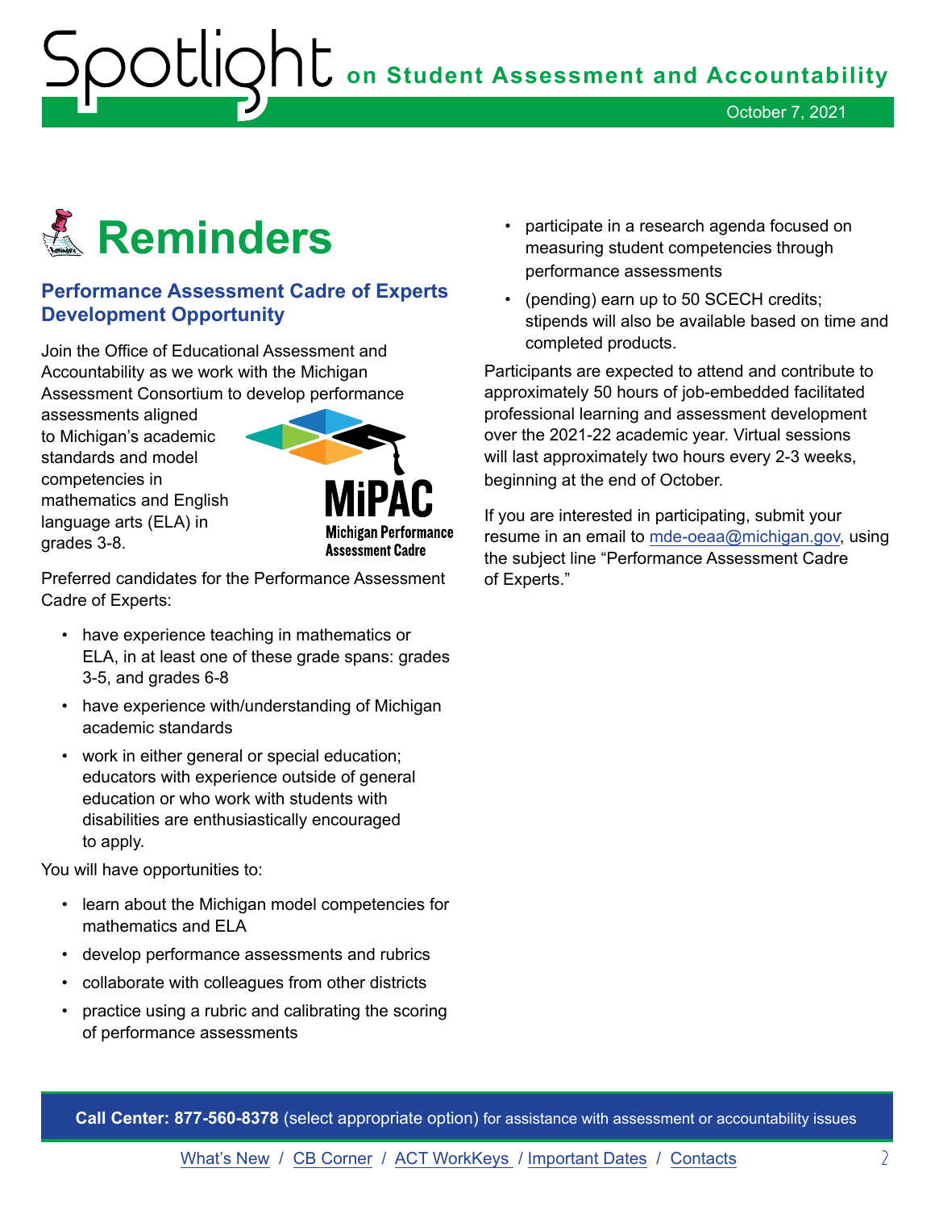# Reminders

## Performance Assessment Cadre of Experts Development Opportunity

Join the Office of Educational Assessment and Accountability as we work with the Michigan Assessment Consortium to develop performance assessments aligned to Michigan's academic standards and model competencies in mathematics and English language arts (ELA) in grades 3-8.

Preferred candidates for the Performance Assessment Cadre of Experts:

- have experience teaching in mathematics or ELA, in at least one of these grade spans: grades 3-5, and grades 6-8
- have experience with/understanding of Michigan academic standards
- work in either general or special education; educators with experience outside of general education or who work with students with disabilities are enthusiastically encouraged to apply.

You will have opportunities to:

- learn about the Michigan model competencies for mathematics and ELA
- develop performance assessments and rubrics
- collaborate with colleagues from other districts
- practice using a rubric and calibrating the scoring of performance assessments
- participate in a research agenda focused on measuring student competencies through performance assessments
- (pending) earn up to 50 SCECH credits; stipends will also be available based on time and completed products.

Participants are expected to attend and contribute to approximately 50 hours of job-embedded facilitated professional learning and assessment development over the 2021-22 academic year. Virtual sessions will last approximately two hours every 2-3 weeks, beginning at the end of October.

If you are interested in participating, submit your resume in an email to mde-oeaa@michigan.gov, using the subject line "Performance Assessment Cadre of Experts."

**Call Center: 877-560-8378** (select appropriate option) for assistance with assessment or accountability issues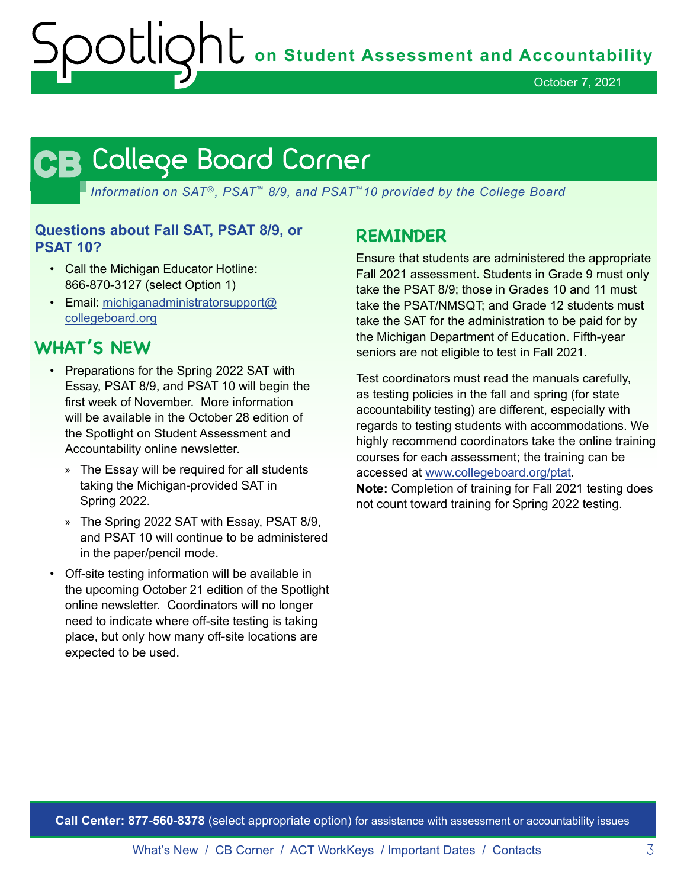# CB College Board Corner

*Information on SAT®, PSAT™ 8/9, and PSAT™ 10 provided by the College Board*

### Questions about Fall SAT, PSAT 8/9, or PSAT 10?

- Call the Michigan Educator Hotline: 866-870-3127 (select Option 1)
- Email: michiganadministratorsupport@collegeboard.org

## What's New

- Preparations for the Spring 2022 SAT with Essay, PSAT 8/9, and PSAT 10 will begin the first week of November. More information will be available in the October 28 edition of the Spotlight on Student Assessment and Accountability online newsletter.
  - The Essay will be required for all students taking the Michigan-provided SAT in Spring 2022.
  - The Spring 2022 SAT with Essay, PSAT 8/9, and PSAT 10 will continue to be administered in the paper/pencil mode.
- Off-site testing information will be available in the upcoming October 21 edition of the Spotlight online newsletter. Coordinators will no longer need to indicate where off-site testing is taking place, but only how many off-site locations are expected to be used.

## Reminder

Ensure that students are administered the appropriate Fall 2021 assessment. Students in Grade 9 must only take the PSAT 8/9; those in Grades 10 and 11 must take the PSAT/NMSQT; and Grade 12 students must take the SAT for the administration to be paid for by the Michigan Department of Education. Fifth-year seniors are not eligible to test in Fall 2021.

Test coordinators must read the manuals carefully, as testing policies in the fall and spring (for state accountability testing) are different, especially with regards to testing students with accommodations. We highly recommend coordinators take the online training courses for each assessment; the training can be accessed at www.collegeboard.org/ptat.

**Note:** Completion of training for Fall 2021 testing does not count toward training for Spring 2022 testing.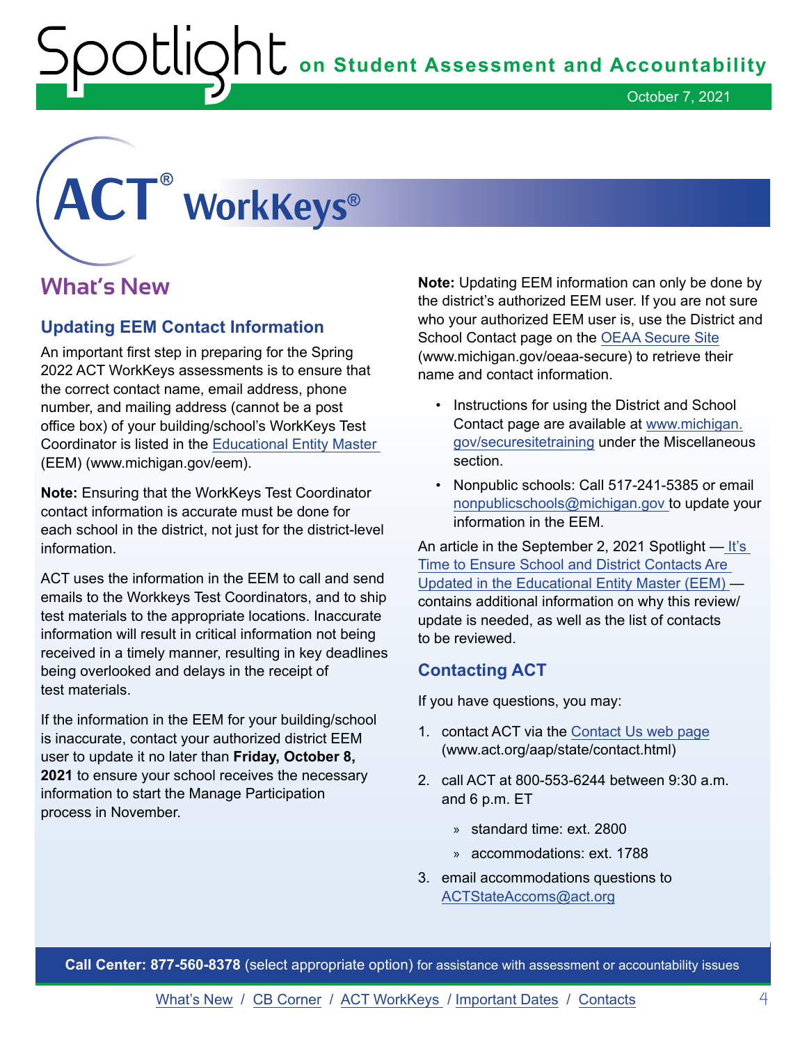# ACT® WorkKeys®

## What's New

### Updating EEM Contact Information

An important first step in preparing for the Spring 2022 ACT WorkKeys assessments is to ensure that the correct contact name, email address, phone number, and mailing address (cannot be a post office box) of your building/school's WorkKeys Test Coordinator is listed in the Educational Entity Master (EEM) (www.michigan.gov/eem).

**Note:** Ensuring that the WorkKeys Test Coordinator contact information is accurate must be done for each school in the district, not just for the district-level information.

ACT uses the information in the EEM to call and send emails to the Workkeys Test Coordinators, and to ship test materials to the appropriate locations. Inaccurate information will result in critical information not being received in a timely manner, resulting in key deadlines being overlooked and delays in the receipt of test materials.

If the information in the EEM for your building/school is inaccurate, contact your authorized district EEM user to update it no later than **Friday, October 8, 2021** to ensure your school receives the necessary information to start the Manage Participation process in November.

**Note:** Updating EEM information can only be done by the district's authorized EEM user. If you are not sure who your authorized EEM user is, use the District and School Contact page on the OEAA Secure Site (www.michigan.gov/oeaa-secure) to retrieve their name and contact information.

- Instructions for using the District and School Contact page are available at www.michigan.gov/securesitetraining under the Miscellaneous section.
- Nonpublic schools: Call 517-241-5385 or email nonpublicschools@michigan.gov to update your information in the EEM.

An article in the September 2, 2021 Spotlight — It's Time to Ensure School and District Contacts Are Updated in the Educational Entity Master (EEM) — contains additional information on why this review/update is needed, as well as the list of contacts to be reviewed.

### Contacting ACT

If you have questions, you may:

1. contact ACT via the Contact Us web page (www.act.org/aap/state/contact.html)
2. call ACT at 800-553-6244 between 9:30 a.m. and 6 p.m. ET
   - standard time: ext. 2800
   - accommodations: ext. 1788
3. email accommodations questions to ACTStateAccoms@act.org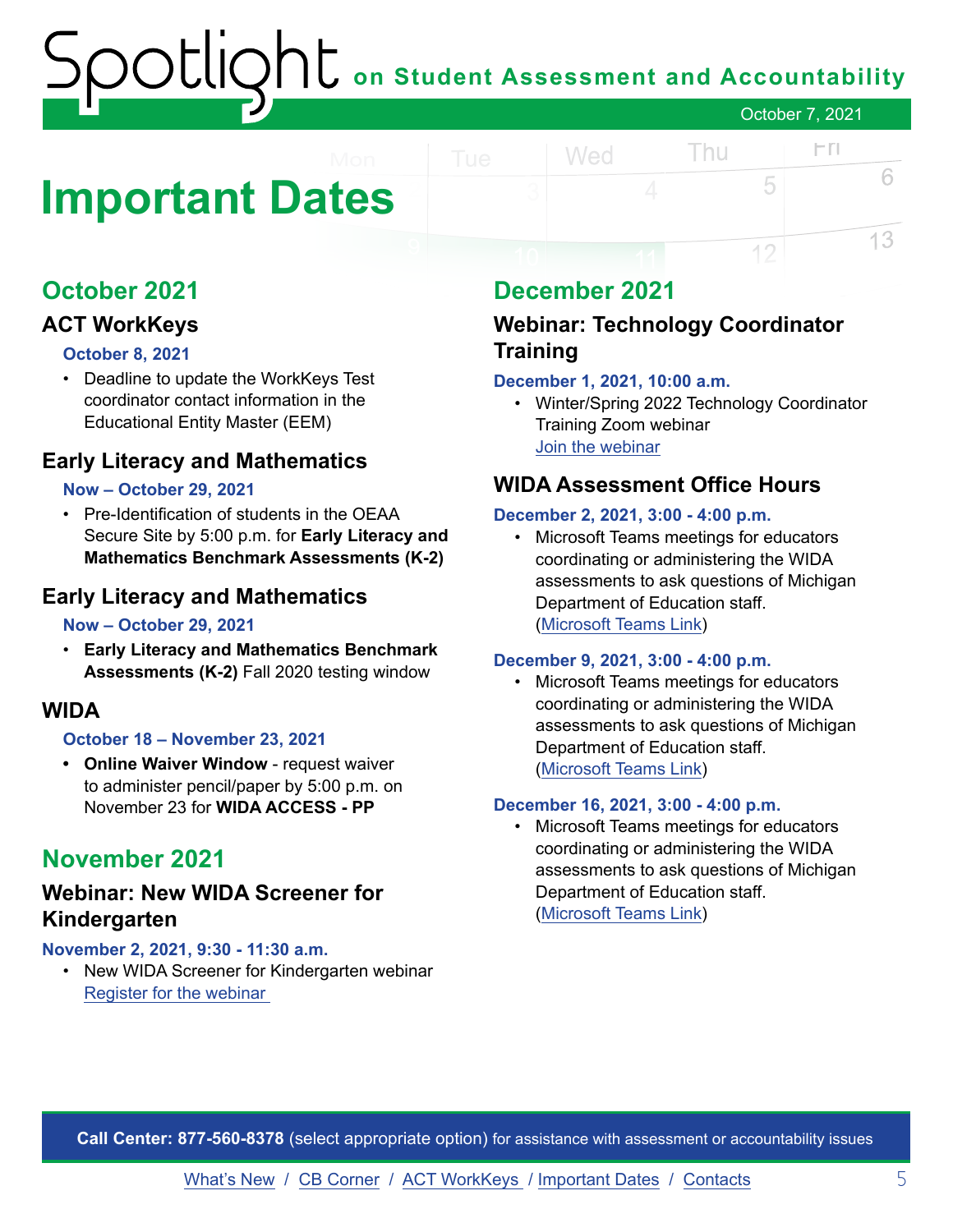# Important Dates

## October 2021

### ACT WorkKeys

**October 8, 2021**

- Deadline to update the WorkKeys Test coordinator contact information in the Educational Entity Master (EEM)

### Early Literacy and Mathematics

**Now – October 29, 2021**

- Pre-Identification of students in the OEAA Secure Site by 5:00 p.m. for **Early Literacy and Mathematics Benchmark Assessments (K-2)**

### Early Literacy and Mathematics

**Now – October 29, 2021**

- **Early Literacy and Mathematics Benchmark Assessments (K-2)** Fall 2020 testing window

### WIDA

**October 18 – November 23, 2021**

- **Online Waiver Window** - request waiver to administer pencil/paper by 5:00 p.m. on November 23 for **WIDA ACCESS - PP**

## November 2021

### Webinar: New WIDA Screener for Kindergarten

**November 2, 2021, 9:30 - 11:30 a.m.**

- New WIDA Screener for Kindergarten webinar
  [Register for the webinar]

## December 2021

### Webinar: Technology Coordinator Training

**December 1, 2021, 10:00 a.m.**

- Winter/Spring 2022 Technology Coordinator Training Zoom webinar
  [Join the webinar]

### WIDA Assessment Office Hours

**December 2, 2021, 3:00 - 4:00 p.m.**

- Microsoft Teams meetings for educators coordinating or administering the WIDA assessments to ask questions of Michigan Department of Education staff. ([Microsoft Teams Link])

**December 9, 2021, 3:00 - 4:00 p.m.**

- Microsoft Teams meetings for educators coordinating or administering the WIDA assessments to ask questions of Michigan Department of Education staff. ([Microsoft Teams Link])

**December 16, 2021, 3:00 - 4:00 p.m.**

- Microsoft Teams meetings for educators coordinating or administering the WIDA assessments to ask questions of Michigan Department of Education staff. ([Microsoft Teams Link])

**Call Center: 877-560-8378** (select appropriate option) for assistance with assessment or accountability issues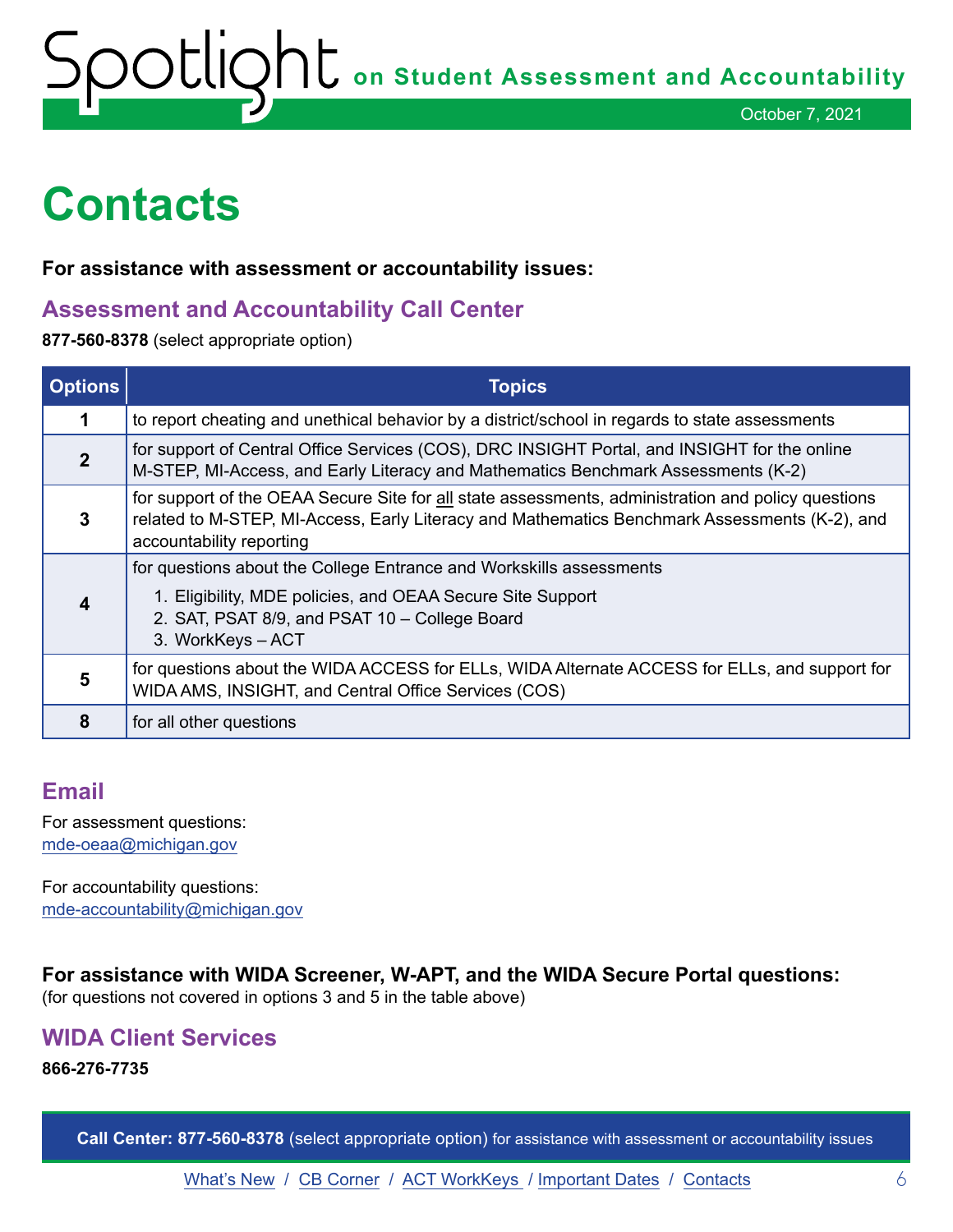# Contacts

**For assistance with assessment or accountability issues:**

## Assessment and Accountability Call Center

**877-560-8378** (select appropriate option)

| Options | Topics |
|---|---|
| **1** | to report cheating and unethical behavior by a district/school in regards to state assessments |
| **2** | for support of Central Office Services (COS), DRC INSIGHT Portal, and INSIGHT for the online M-STEP, MI-Access, and Early Literacy and Mathematics Benchmark Assessments (K-2) |
| **3** | for support of the OEAA Secure Site for all state assessments, administration and policy questions related to M-STEP, MI-Access, Early Literacy and Mathematics Benchmark Assessments (K-2), and accountability reporting |
| **4** | for questions about the College Entrance and Workskills assessments<br>1. Eligibility, MDE policies, and OEAA Secure Site Support<br>2. SAT, PSAT 8/9, and PSAT 10 – College Board<br>3. WorkKeys – ACT |
| **5** | for questions about the WIDA ACCESS for ELLs, WIDA Alternate ACCESS for ELLs, and support for WIDA AMS, INSIGHT, and Central Office Services (COS) |
| **8** | for all other questions |

## Email

For assessment questions:
mde-oeaa@michigan.gov

For accountability questions:
mde-accountability@michigan.gov

**For assistance with WIDA Screener, W-APT, and the WIDA Secure Portal questions:**
(for questions not covered in options 3 and 5 in the table above)

## WIDA Client Services

**866-276-7735**

**Call Center: 877-560-8378** (select appropriate option) for assistance with assessment or accountability issues